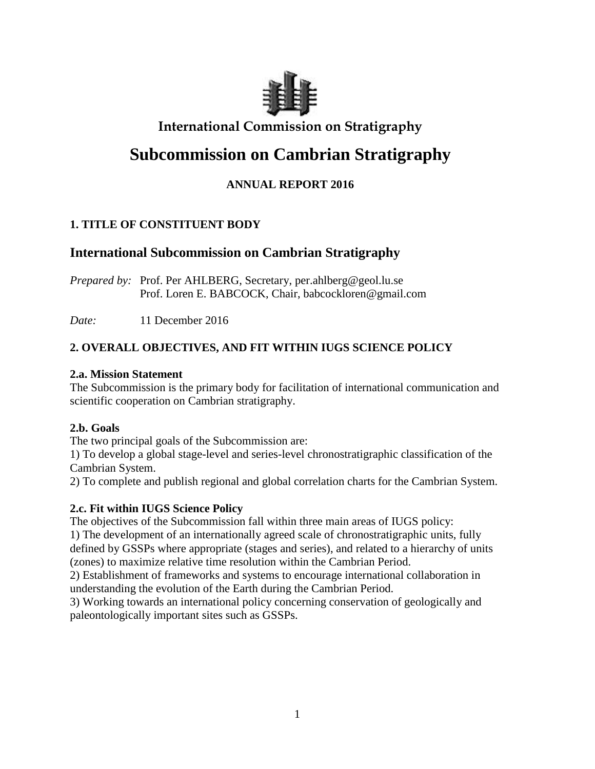**International Commission on Stratigraphy**

# Subcommission on Cambrian Stratigraphy

**ANNUAL REPORT 2016**

## 1. TITLE OF CONSTITUENT BODY

## International Subcommission on Cambrian Stratigraphy

*Prepared by:* Prof. Per AHLBERG, Secretary, per.ahlberg@geol.lu.se
Prof. Loren E. BABCOCK, Chair, babcockloren@gmail.com

*Date:* 11 December 2016

## 2. OVERALL OBJECTIVES, AND FIT WITHIN IUGS SCIENCE POLICY

### 2.a. Mission Statement

The Subcommission is the primary body for facilitation of international communication and scientific cooperation on Cambrian stratigraphy.

### 2.b. Goals

The two principal goals of the Subcommission are:

1) To develop a global stage-level and series-level chronostratigraphic classification of the Cambrian System.
2) To complete and publish regional and global correlation charts for the Cambrian System.

### 2.c. Fit within IUGS Science Policy

The objectives of the Subcommission fall within three main areas of IUGS policy:

1) The development of an internationally agreed scale of chronostratigraphic units, fully defined by GSSPs where appropriate (stages and series), and related to a hierarchy of units (zones) to maximize relative time resolution within the Cambrian Period.
2) Establishment of frameworks and systems to encourage international collaboration in understanding the evolution of the Earth during the Cambrian Period.
3) Working towards an international policy concerning conservation of geologically and paleontologically important sites such as GSSPs.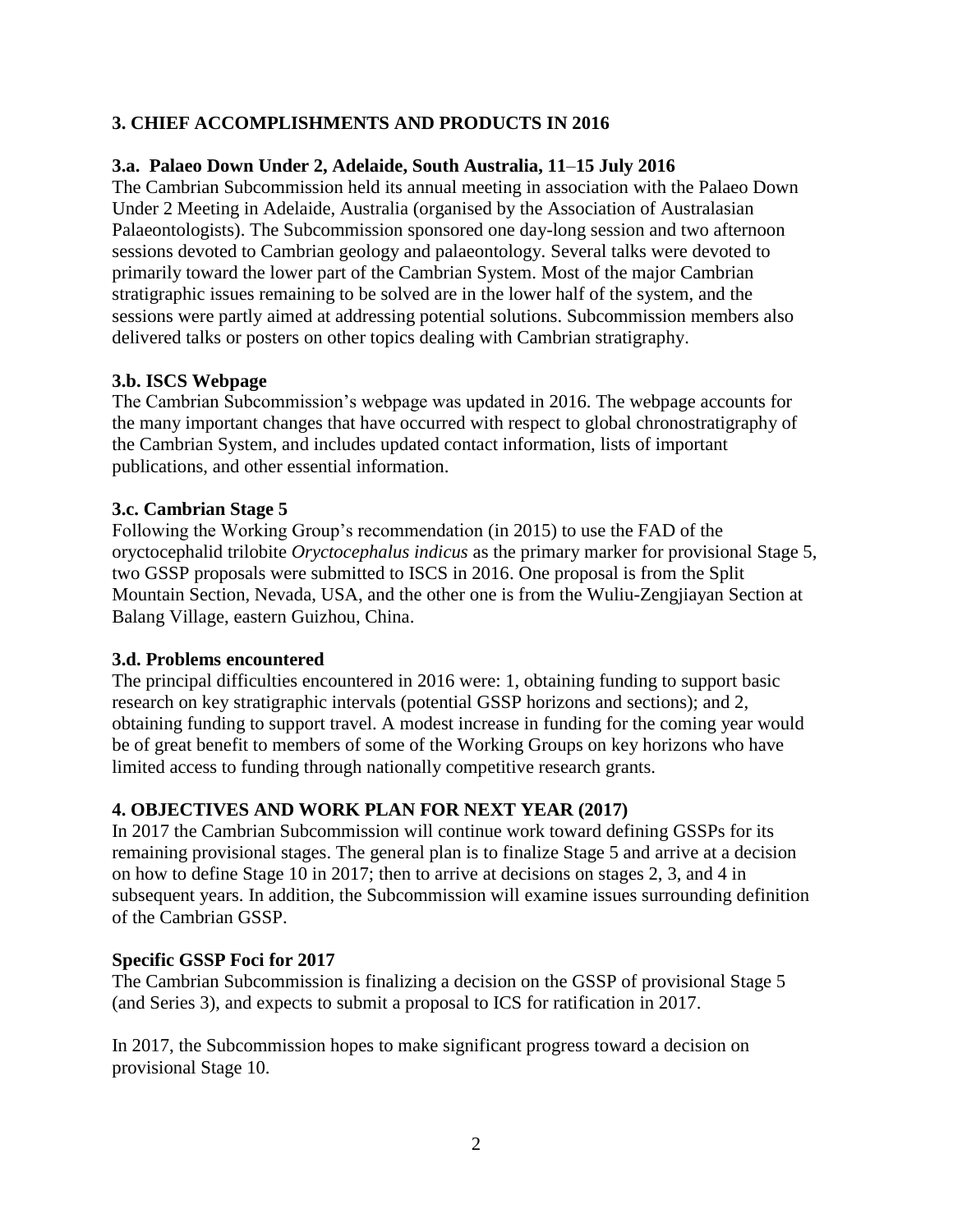## 3. CHIEF ACCOMPLISHMENTS AND PRODUCTS IN 2016

### 3.a. Palaeo Down Under 2, Adelaide, South Australia, 11–15 July 2016

The Cambrian Subcommission held its annual meeting in association with the Palaeo Down Under 2 Meeting in Adelaide, Australia (organised by the Association of Australasian Palaeontologists). The Subcommission sponsored one day-long session and two afternoon sessions devoted to Cambrian geology and palaeontology. Several talks were devoted to primarily toward the lower part of the Cambrian System. Most of the major Cambrian stratigraphic issues remaining to be solved are in the lower half of the system, and the sessions were partly aimed at addressing potential solutions. Subcommission members also delivered talks or posters on other topics dealing with Cambrian stratigraphy.

### 3.b. ISCS Webpage

The Cambrian Subcommission's webpage was updated in 2016. The webpage accounts for the many important changes that have occurred with respect to global chronostratigraphy of the Cambrian System, and includes updated contact information, lists of important publications, and other essential information.

### 3.c. Cambrian Stage 5

Following the Working Group's recommendation (in 2015) to use the FAD of the oryctocephalid trilobite *Oryctocephalus indicus* as the primary marker for provisional Stage 5, two GSSP proposals were submitted to ISCS in 2016. One proposal is from the Split Mountain Section, Nevada, USA, and the other one is from the Wuliu-Zengjiayan Section at Balang Village, eastern Guizhou, China.

### 3.d. Problems encountered

The principal difficulties encountered in 2016 were: 1, obtaining funding to support basic research on key stratigraphic intervals (potential GSSP horizons and sections); and 2, obtaining funding to support travel. A modest increase in funding for the coming year would be of great benefit to members of some of the Working Groups on key horizons who have limited access to funding through nationally competitive research grants.

## 4. OBJECTIVES AND WORK PLAN FOR NEXT YEAR (2017)

In 2017 the Cambrian Subcommission will continue work toward defining GSSPs for its remaining provisional stages. The general plan is to finalize Stage 5 and arrive at a decision on how to define Stage 10 in 2017; then to arrive at decisions on stages 2, 3, and 4 in subsequent years. In addition, the Subcommission will examine issues surrounding definition of the Cambrian GSSP.

### Specific GSSP Foci for 2017

The Cambrian Subcommission is finalizing a decision on the GSSP of provisional Stage 5 (and Series 3), and expects to submit a proposal to ICS for ratification in 2017.

In 2017, the Subcommission hopes to make significant progress toward a decision on provisional Stage 10.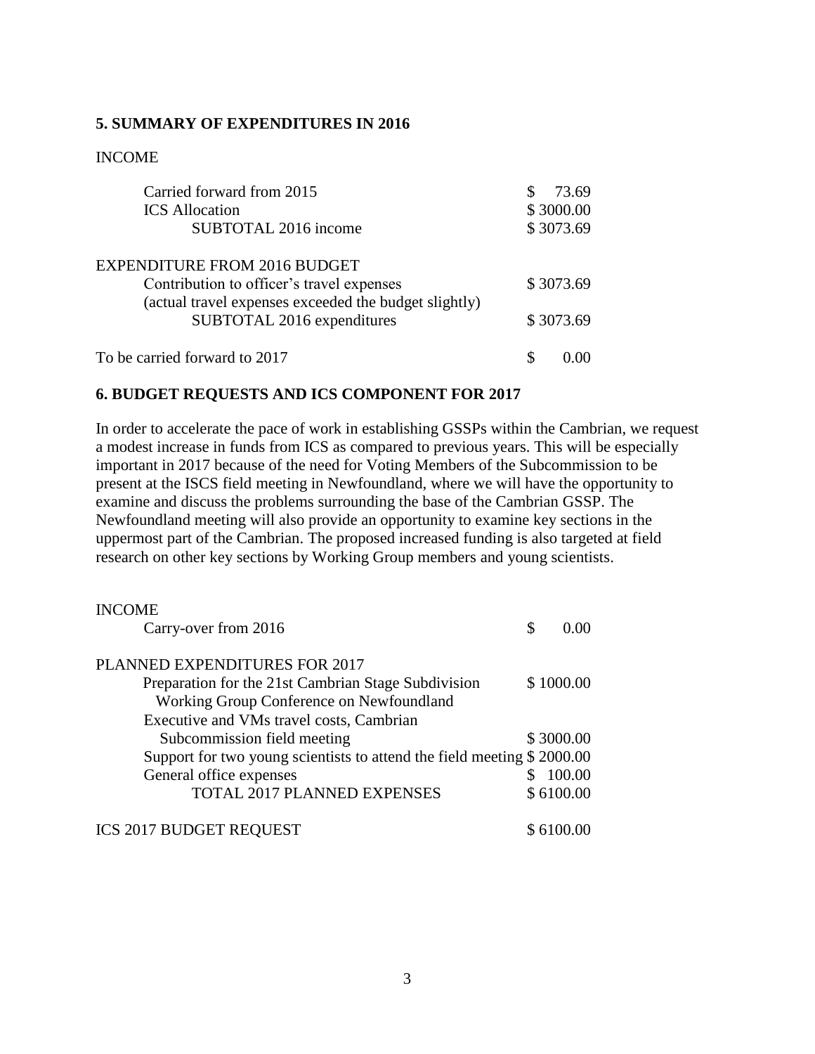## 5. SUMMARY OF EXPENDITURES IN 2016

INCOME

| | |
|---|---|
| Carried forward from 2015 | $ 73.69 |
| ICS Allocation | $ 3000.00 |
| SUBTOTAL 2016 income | $ 3073.69 |
| | |
| EXPENDITURE FROM 2016 BUDGET | |
| Contribution to officer's travel expenses (actual travel expenses exceeded the budget slightly) | $ 3073.69 |
| SUBTOTAL 2016 expenditures | $ 3073.69 |
| | |
| To be carried forward to 2017 | $ 0.00 |

## 6. BUDGET REQUESTS AND ICS COMPONENT FOR 2017

In order to accelerate the pace of work in establishing GSSPs within the Cambrian, we request a modest increase in funds from ICS as compared to previous years. This will be especially important in 2017 because of the need for Voting Members of the Subcommission to be present at the ISCS field meeting in Newfoundland, where we will have the opportunity to examine and discuss the problems surrounding the base of the Cambrian GSSP. The Newfoundland meeting will also provide an opportunity to examine key sections in the uppermost part of the Cambrian. The proposed increased funding is also targeted at field research on other key sections by Working Group members and young scientists.

| | |
|---|---|
| INCOME | |
| Carry-over from 2016 | $ 0.00 |
| | |
| PLANNED EXPENDITURES FOR 2017 | |
| Preparation for the 21st Cambrian Stage Subdivision Working Group Conference on Newfoundland | $ 1000.00 |
| Executive and VMs travel costs, Cambrian Subcommission field meeting | $ 3000.00 |
| Support for two young scientists to attend the field meeting | $ 2000.00 |
| General office expenses | $ 100.00 |
| TOTAL 2017 PLANNED EXPENSES | $ 6100.00 |
| | |
| ICS 2017 BUDGET REQUEST | $ 6100.00 |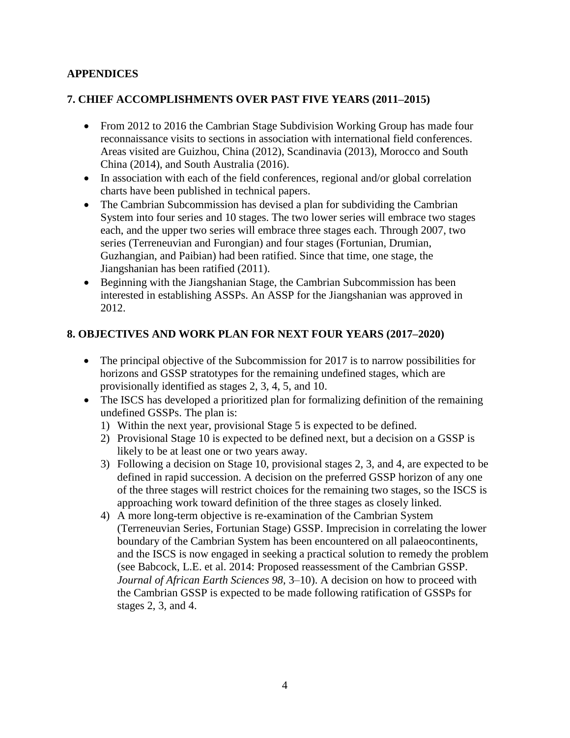## APPENDICES

### 7. CHIEF ACCOMPLISHMENTS OVER PAST FIVE YEARS (2011–2015)

- From 2012 to 2016 the Cambrian Stage Subdivision Working Group has made four reconnaissance visits to sections in association with international field conferences. Areas visited are Guizhou, China (2012), Scandinavia (2013), Morocco and South China (2014), and South Australia (2016).
- In association with each of the field conferences, regional and/or global correlation charts have been published in technical papers.
- The Cambrian Subcommission has devised a plan for subdividing the Cambrian System into four series and 10 stages. The two lower series will embrace two stages each, and the upper two series will embrace three stages each. Through 2007, two series (Terreneuvian and Furongian) and four stages (Fortunian, Drumian, Guzhangian, and Paibian) had been ratified. Since that time, one stage, the Jiangshanian has been ratified (2011).
- Beginning with the Jiangshanian Stage, the Cambrian Subcommission has been interested in establishing ASSPs. An ASSP for the Jiangshanian was approved in 2012.

### 8. OBJECTIVES AND WORK PLAN FOR NEXT FOUR YEARS (2017–2020)

- The principal objective of the Subcommission for 2017 is to narrow possibilities for horizons and GSSP stratotypes for the remaining undefined stages, which are provisionally identified as stages 2, 3, 4, 5, and 10.
- The ISCS has developed a prioritized plan for formalizing definition of the remaining undefined GSSPs. The plan is:
  1) Within the next year, provisional Stage 5 is expected to be defined.
  2) Provisional Stage 10 is expected to be defined next, but a decision on a GSSP is likely to be at least one or two years away.
  3) Following a decision on Stage 10, provisional stages 2, 3, and 4, are expected to be defined in rapid succession. A decision on the preferred GSSP horizon of any one of the three stages will restrict choices for the remaining two stages, so the ISCS is approaching work toward definition of the three stages as closely linked.
  4) A more long-term objective is re-examination of the Cambrian System (Terreneuvian Series, Fortunian Stage) GSSP. Imprecision in correlating the lower boundary of the Cambrian System has been encountered on all palaeocontinents, and the ISCS is now engaged in seeking a practical solution to remedy the problem (see Babcock, L.E. et al. 2014: Proposed reassessment of the Cambrian GSSP. *Journal of African Earth Sciences 98*, 3–10). A decision on how to proceed with the Cambrian GSSP is expected to be made following ratification of GSSPs for stages 2, 3, and 4.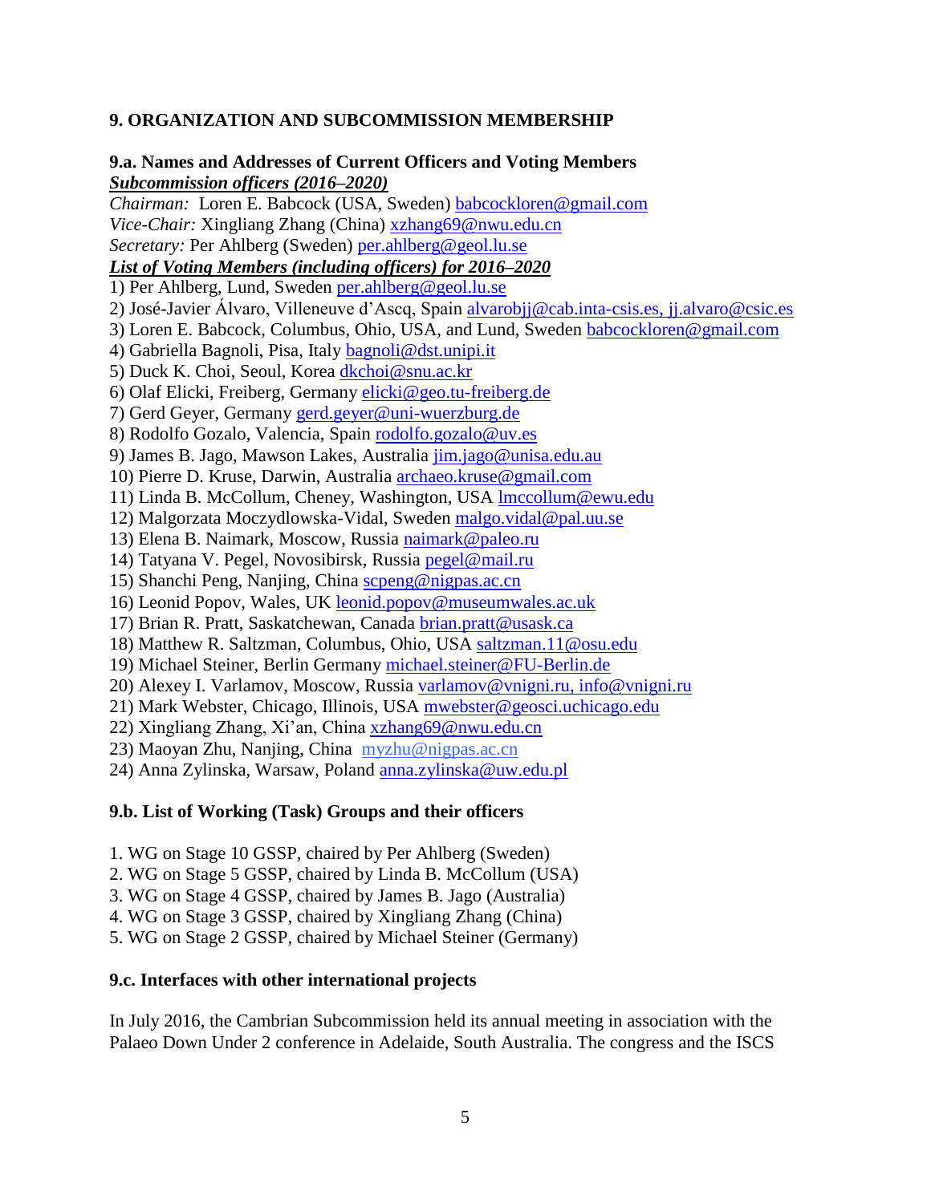## 9. ORGANIZATION AND SUBCOMMISSION MEMBERSHIP

### 9.a. Names and Addresses of Current Officers and Voting Members

***Subcommission officers (2016–2020)***

*Chairman:* Loren E. Babcock (USA, Sweden) babcockloren@gmail.com
*Vice-Chair:* Xingliang Zhang (China) xzhang69@nwu.edu.cn
*Secretary:* Per Ahlberg (Sweden) per.ahlberg@geol.lu.se

***List of Voting Members (including officers) for 2016–2020***

1) Per Ahlberg, Lund, Sweden per.ahlberg@geol.lu.se
2) José-Javier Álvaro, Villeneuve d'Ascq, Spain alvarobjj@cab.inta-csis.es, jj.alvaro@csic.es
3) Loren E. Babcock, Columbus, Ohio, USA, and Lund, Sweden babcockloren@gmail.com
4) Gabriella Bagnoli, Pisa, Italy bagnoli@dst.unipi.it
5) Duck K. Choi, Seoul, Korea dkchoi@snu.ac.kr
6) Olaf Elicki, Freiberg, Germany elicki@geo.tu-freiberg.de
7) Gerd Geyer, Germany gerd.geyer@uni-wuerzburg.de
8) Rodolfo Gozalo, Valencia, Spain rodolfo.gozalo@uv.es
9) James B. Jago, Mawson Lakes, Australia jim.jago@unisa.edu.au
10) Pierre D. Kruse, Darwin, Australia archaeo.kruse@gmail.com
11) Linda B. McCollum, Cheney, Washington, USA lmccollum@ewu.edu
12) Malgorzata Moczydlowska-Vidal, Sweden malgo.vidal@pal.uu.se
13) Elena B. Naimark, Moscow, Russia naimark@paleo.ru
14) Tatyana V. Pegel, Novosibirsk, Russia pegel@mail.ru
15) Shanchi Peng, Nanjing, China scpeng@nigpas.ac.cn
16) Leonid Popov, Wales, UK leonid.popov@museumwales.ac.uk
17) Brian R. Pratt, Saskatchewan, Canada brian.pratt@usask.ca
18) Matthew R. Saltzman, Columbus, Ohio, USA saltzman.11@osu.edu
19) Michael Steiner, Berlin Germany michael.steiner@FU-Berlin.de
20) Alexey I. Varlamov, Moscow, Russia varlamov@vnigni.ru, info@vnigni.ru
21) Mark Webster, Chicago, Illinois, USA mwebster@geosci.uchicago.edu
22) Xingliang Zhang, Xi'an, China xzhang69@nwu.edu.cn
23) Maoyan Zhu, Nanjing, China myzhu@nigpas.ac.cn
24) Anna Zylinska, Warsaw, Poland anna.zylinska@uw.edu.pl

### 9.b. List of Working (Task) Groups and their officers

1. WG on Stage 10 GSSP, chaired by Per Ahlberg (Sweden)
2. WG on Stage 5 GSSP, chaired by Linda B. McCollum (USA)
3. WG on Stage 4 GSSP, chaired by James B. Jago (Australia)
4. WG on Stage 3 GSSP, chaired by Xingliang Zhang (China)
5. WG on Stage 2 GSSP, chaired by Michael Steiner (Germany)

### 9.c. Interfaces with other international projects

In July 2016, the Cambrian Subcommission held its annual meeting in association with the Palaeo Down Under 2 conference in Adelaide, South Australia. The congress and the ISCS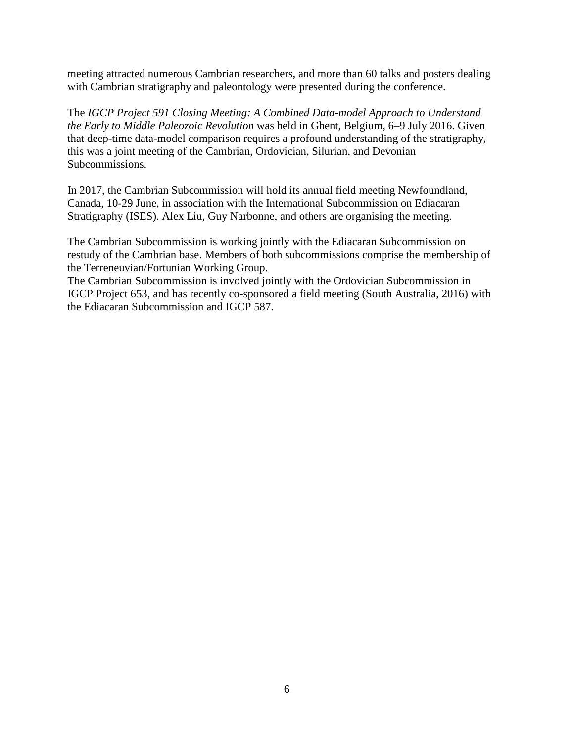meeting attracted numerous Cambrian researchers, and more than 60 talks and posters dealing with Cambrian stratigraphy and paleontology were presented during the conference.

The *IGCP Project 591 Closing Meeting: A Combined Data-model Approach to Understand the Early to Middle Paleozoic Revolution* was held in Ghent, Belgium, 6–9 July 2016. Given that deep-time data-model comparison requires a profound understanding of the stratigraphy, this was a joint meeting of the Cambrian, Ordovician, Silurian, and Devonian Subcommissions.

In 2017, the Cambrian Subcommission will hold its annual field meeting Newfoundland, Canada, 10-29 June, in association with the International Subcommission on Ediacaran Stratigraphy (ISES). Alex Liu, Guy Narbonne, and others are organising the meeting.

The Cambrian Subcommission is working jointly with the Ediacaran Subcommission on restudy of the Cambrian base. Members of both subcommissions comprise the membership of the Terreneuvian/Fortunian Working Group.
The Cambrian Subcommission is involved jointly with the Ordovician Subcommission in IGCP Project 653, and has recently co-sponsored a field meeting (South Australia, 2016) with the Ediacaran Subcommission and IGCP 587.